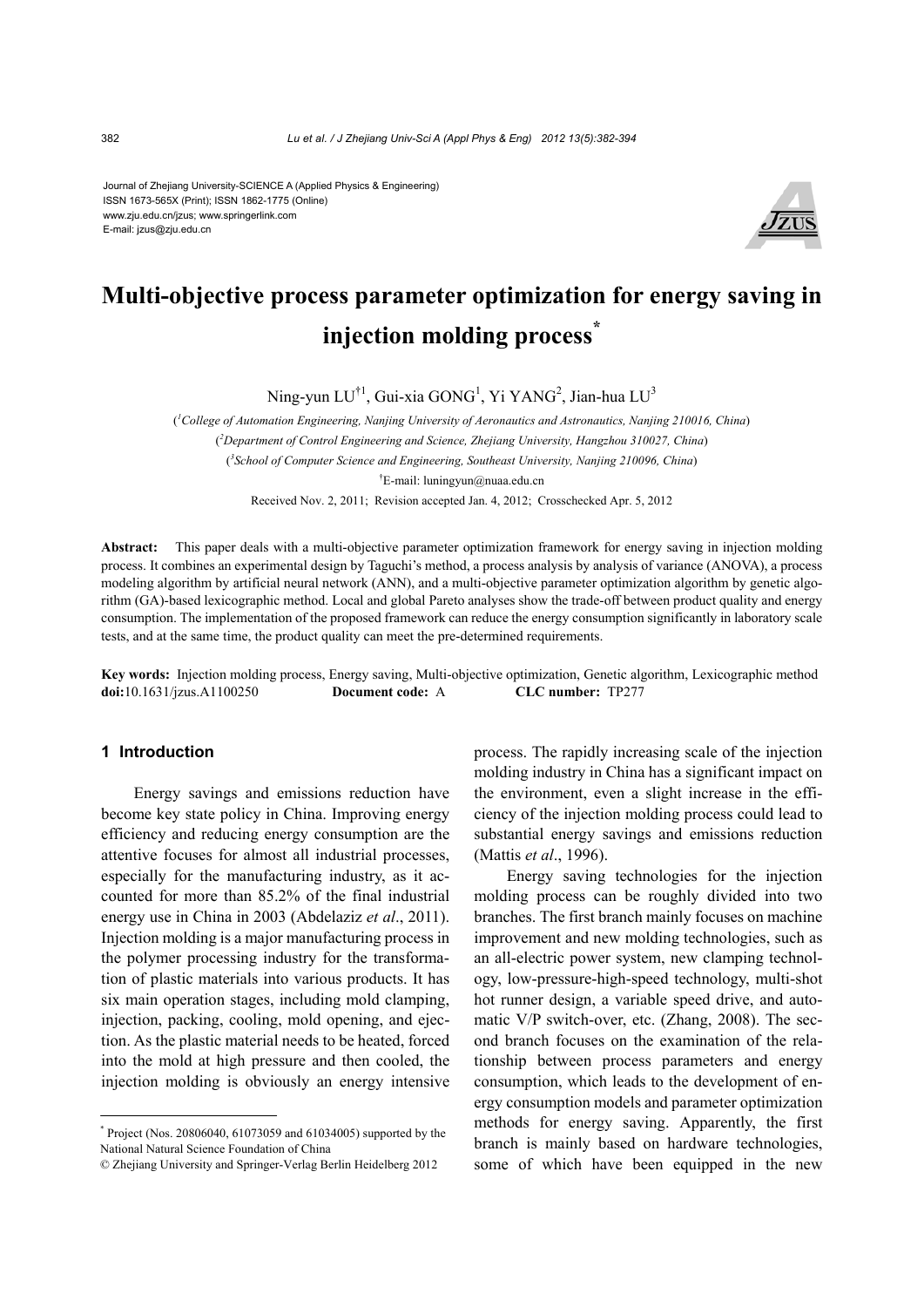Journal of Zhejiang University-SCIENCE A (Applied Physics & Engineering)
ISSN 1673-565X (Print); ISSN 1862-1775 (Online)
www.zju.edu.cn/jzus; www.springerlink.com
E-mail: jzus@zju.edu.cn

# Multi-objective process parameter optimization for energy saving in injection molding process*

Ning-yun LU[†1], Gui-xia GONG[1], Yi YANG[2], Jian-hua LU[3]

([1]*College of Automation Engineering, Nanjing University of Aeronautics and Astronautics, Nanjing 210016, China*)

([2]*Department of Control Engineering and Science, Zhejiang University, Hangzhou 310027, China*)

([3]*School of Computer Science and Engineering, Southeast University, Nanjing 210096, China*)

[†]E-mail: luningyun@nuaa.edu.cn

Received Nov. 2, 2011; Revision accepted Jan. 4, 2012; Crosschecked Apr. 5, 2012

**Abstract:** This paper deals with a multi-objective parameter optimization framework for energy saving in injection molding process. It combines an experimental design by Taguchi's method, a process analysis by analysis of variance (ANOVA), a process modeling algorithm by artificial neural network (ANN), and a multi-objective parameter optimization algorithm by genetic algorithm (GA)-based lexicographic method. Local and global Pareto analyses show the trade-off between product quality and energy consumption. The implementation of the proposed framework can reduce the energy consumption significantly in laboratory scale tests, and at the same time, the product quality can meet the pre-determined requirements.

**Key words:** Injection molding process, Energy saving, Multi-objective optimization, Genetic algorithm, Lexicographic method
**doi:**10.1631/jzus.A1100250 **Document code:** A **CLC number:** TP277

## 1 Introduction

Energy savings and emissions reduction have become key state policy in China. Improving energy efficiency and reducing energy consumption are the attentive focuses for almost all industrial processes, especially for the manufacturing industry, as it accounted for more than 85.2% of the final industrial energy use in China in 2003 (Abdelaziz *et al*., 2011). Injection molding is a major manufacturing process in the polymer processing industry for the transformation of plastic materials into various products. It has six main operation stages, including mold clamping, injection, packing, cooling, mold opening, and ejection. As the plastic material needs to be heated, forced into the mold at high pressure and then cooled, the injection molding is obviously an energy intensive process. The rapidly increasing scale of the injection molding industry in China has a significant impact on the environment, even a slight increase in the efficiency of the injection molding process could lead to substantial energy savings and emissions reduction (Mattis *et al*., 1996).

Energy saving technologies for the injection molding process can be roughly divided into two branches. The first branch mainly focuses on machine improvement and new molding technologies, such as an all-electric power system, new clamping technology, low-pressure-high-speed technology, multi-shot hot runner design, a variable speed drive, and automatic V/P switch-over, etc. (Zhang, 2008). The second branch focuses on the examination of the relationship between process parameters and energy consumption, which leads to the development of energy consumption models and parameter optimization methods for energy saving. Apparently, the first branch is mainly based on hardware technologies, some of which have been equipped in the new

---

\* Project (Nos. 20806040, 61073059 and 61034005) supported by the National Natural Science Foundation of China

© Zhejiang University and Springer-Verlag Berlin Heidelberg 2012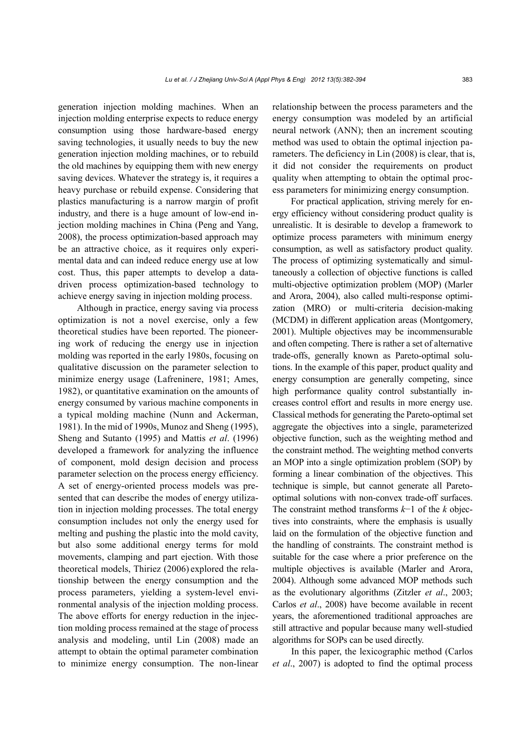generation injection molding machines. When an injection molding enterprise expects to reduce energy consumption using those hardware-based energy saving technologies, it usually needs to buy the new generation injection molding machines, or to rebuild the old machines by equipping them with new energy saving devices. Whatever the strategy is, it requires a heavy purchase or rebuild expense. Considering that plastics manufacturing is a narrow margin of profit industry, and there is a huge amount of low-end injection molding machines in China (Peng and Yang, 2008), the process optimization-based approach may be an attractive choice, as it requires only experimental data and can indeed reduce energy use at low cost. Thus, this paper attempts to develop a data-driven process optimization-based technology to achieve energy saving in injection molding process.

Although in practice, energy saving via process optimization is not a novel exercise, only a few theoretical studies have been reported. The pioneering work of reducing the energy use in injection molding was reported in the early 1980s, focusing on qualitative discussion on the parameter selection to minimize energy usage (Lafreninere, 1981; Ames, 1982), or quantitative examination on the amounts of energy consumed by various machine components in a typical molding machine (Nunn and Ackerman, 1981). In the mid of 1990s, Munoz and Sheng (1995), Sheng and Sutanto (1995) and Mattis *et al*. (1996) developed a framework for analyzing the influence of component, mold design decision and process parameter selection on the process energy efficiency. A set of energy-oriented process models was presented that can describe the modes of energy utilization in injection molding processes. The total energy consumption includes not only the energy used for melting and pushing the plastic into the mold cavity, but also some additional energy terms for mold movements, clamping and part ejection. With those theoretical models, Thiriez (2006) explored the relationship between the energy consumption and the process parameters, yielding a system-level environmental analysis of the injection molding process. The above efforts for energy reduction in the injection molding process remained at the stage of process analysis and modeling, until Lin (2008) made an attempt to obtain the optimal parameter combination to minimize energy consumption. The non-linear relationship between the process parameters and the energy consumption was modeled by an artificial neural network (ANN); then an increment scouting method was used to obtain the optimal injection parameters. The deficiency in Lin (2008) is clear, that is, it did not consider the requirements on product quality when attempting to obtain the optimal process parameters for minimizing energy consumption.

For practical application, striving merely for energy efficiency without considering product quality is unrealistic. It is desirable to develop a framework to optimize process parameters with minimum energy consumption, as well as satisfactory product quality. The process of optimizing systematically and simultaneously a collection of objective functions is called multi-objective optimization problem (MOP) (Marler and Arora, 2004), also called multi-response optimization (MRO) or multi-criteria decision-making (MCDM) in different application areas (Montgomery, 2001). Multiple objectives may be incommensurable and often competing. There is rather a set of alternative trade-offs, generally known as Pareto-optimal solutions. In the example of this paper, product quality and energy consumption are generally competing, since high performance quality control substantially increases control effort and results in more energy use. Classical methods for generating the Pareto-optimal set aggregate the objectives into a single, parameterized objective function, such as the weighting method and the constraint method. The weighting method converts an MOP into a single optimization problem (SOP) by forming a linear combination of the objectives. This technique is simple, but cannot generate all Pareto-optimal solutions with non-convex trade-off surfaces. The constraint method transforms $k-1$ of the $k$ objectives into constraints, where the emphasis is usually laid on the formulation of the objective function and the handling of constraints. The constraint method is suitable for the case where a prior preference on the multiple objectives is available (Marler and Arora, 2004). Although some advanced MOP methods such as the evolutionary algorithms (Zitzler *et al*., 2003; Carlos *et al*., 2008) have become available in recent years, the aforementioned traditional approaches are still attractive and popular because many well-studied algorithms for SOPs can be used directly.

In this paper, the lexicographic method (Carlos *et al*., 2007) is adopted to find the optimal process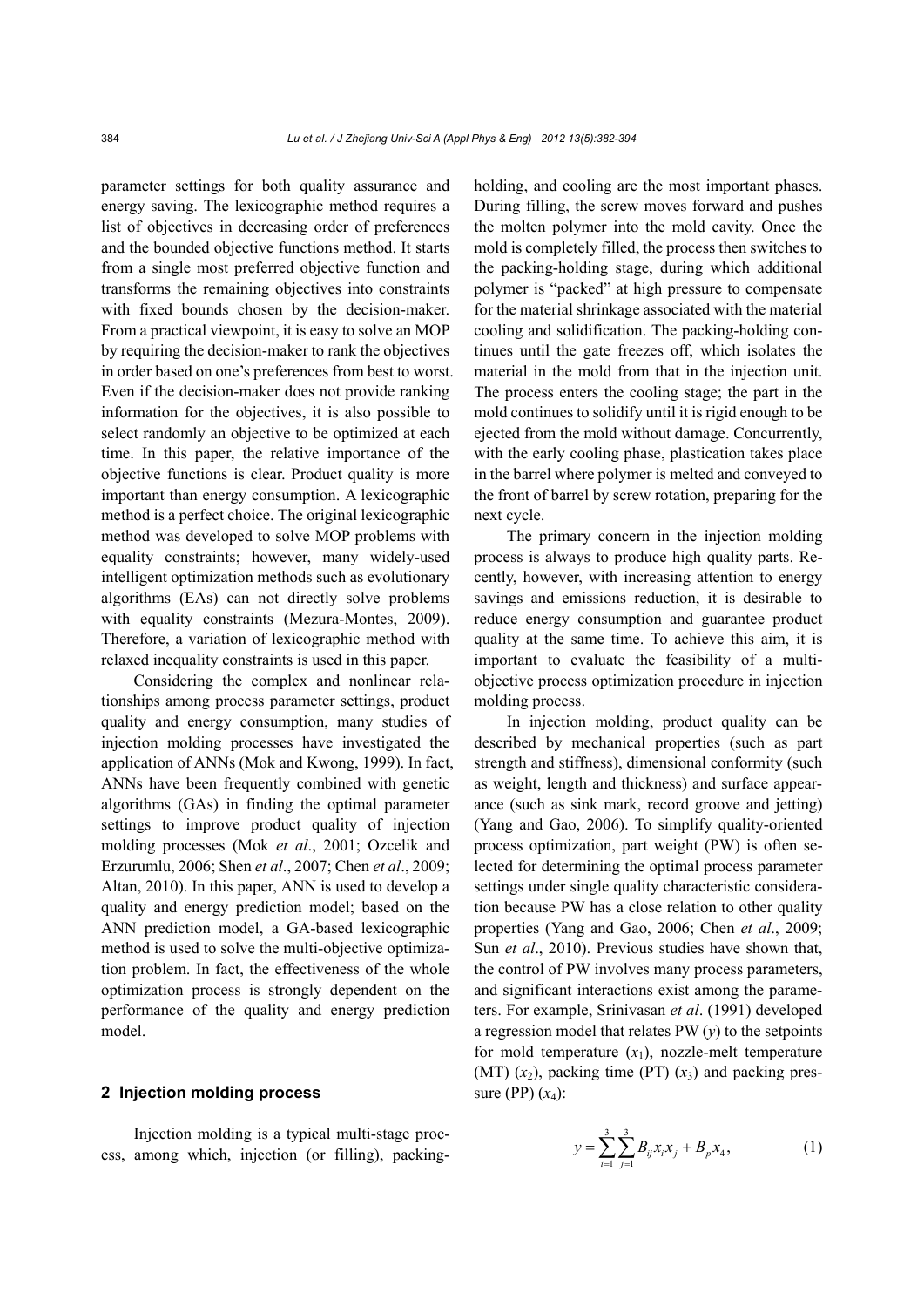parameter settings for both quality assurance and energy saving. The lexicographic method requires a list of objectives in decreasing order of preferences and the bounded objective functions method. It starts from a single most preferred objective function and transforms the remaining objectives into constraints with fixed bounds chosen by the decision-maker. From a practical viewpoint, it is easy to solve an MOP by requiring the decision-maker to rank the objectives in order based on one's preferences from best to worst. Even if the decision-maker does not provide ranking information for the objectives, it is also possible to select randomly an objective to be optimized at each time. In this paper, the relative importance of the objective functions is clear. Product quality is more important than energy consumption. A lexicographic method is a perfect choice. The original lexicographic method was developed to solve MOP problems with equality constraints; however, many widely-used intelligent optimization methods such as evolutionary algorithms (EAs) can not directly solve problems with equality constraints (Mezura-Montes, 2009). Therefore, a variation of lexicographic method with relaxed inequality constraints is used in this paper.

Considering the complex and nonlinear relationships among process parameter settings, product quality and energy consumption, many studies of injection molding processes have investigated the application of ANNs (Mok and Kwong, 1999). In fact, ANNs have been frequently combined with genetic algorithms (GAs) in finding the optimal parameter settings to improve product quality of injection molding processes (Mok *et al*., 2001; Ozcelik and Erzurumlu, 2006; Shen *et al*., 2007; Chen *et al*., 2009; Altan, 2010). In this paper, ANN is used to develop a quality and energy prediction model; based on the ANN prediction model, a GA-based lexicographic method is used to solve the multi-objective optimization problem. In fact, the effectiveness of the whole optimization process is strongly dependent on the performance of the quality and energy prediction model.

## 2 Injection molding process

Injection molding is a typical multi-stage process, among which, injection (or filling), packing-holding, and cooling are the most important phases. During filling, the screw moves forward and pushes the molten polymer into the mold cavity. Once the mold is completely filled, the process then switches to the packing-holding stage, during which additional polymer is "packed" at high pressure to compensate for the material shrinkage associated with the material cooling and solidification. The packing-holding continues until the gate freezes off, which isolates the material in the mold from that in the injection unit. The process enters the cooling stage; the part in the mold continues to solidify until it is rigid enough to be ejected from the mold without damage. Concurrently, with the early cooling phase, plastication takes place in the barrel where polymer is melted and conveyed to the front of barrel by screw rotation, preparing for the next cycle.

The primary concern in the injection molding process is always to produce high quality parts. Recently, however, with increasing attention to energy savings and emissions reduction, it is desirable to reduce energy consumption and guarantee product quality at the same time. To achieve this aim, it is important to evaluate the feasibility of a multi-objective process optimization procedure in injection molding process.

In injection molding, product quality can be described by mechanical properties (such as part strength and stiffness), dimensional conformity (such as weight, length and thickness) and surface appearance (such as sink mark, record groove and jetting) (Yang and Gao, 2006). To simplify quality-oriented process optimization, part weight (PW) is often selected for determining the optimal process parameter settings under single quality characteristic consideration because PW has a close relation to other quality properties (Yang and Gao, 2006; Chen *et al*., 2009; Sun *et al*., 2010). Previous studies have shown that, the control of PW involves many process parameters, and significant interactions exist among the parameters. For example, Srinivasan *et al*. (1991) developed a regression model that relates PW ($y$) to the setpoints for mold temperature ($x_1$), nozzle-melt temperature (MT) ($x_2$), packing time (PT) ($x_3$) and packing pressure (PP) ($x_4$):

$$y = \sum_{i=1}^{3}\sum_{j=1}^{3} B_{ij} x_i x_j + B_p x_4, \tag{1}$$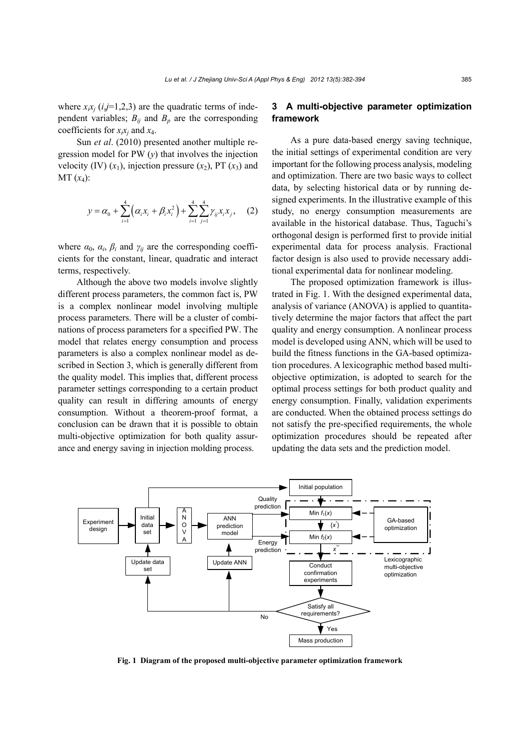where $x_ix_j$ ($i$,$j$=1,2,3) are the quadratic terms of independent variables; $B_{ij}$ and $B_p$ are the corresponding coefficients for $x_ix_j$ and $x_4$.

Sun *et al*. (2010) presented another multiple regression model for PW ($y$) that involves the injection velocity (IV) ($x_1$), injection pressure ($x_2$), PT ($x_3$) and MT ($x_4$):

$$y = \alpha_0 + \sum_{i=1}^{4}\left(\alpha_i x_i + \beta_i x_i^2\right) + \sum_{i=1}^{4}\sum_{j=1}^{4}\gamma_{ij}x_i x_j, \quad (2)$$

where $\alpha_0$, $\alpha_i$, $\beta_i$ and $\gamma_{ij}$ are the corresponding coefficients for the constant, linear, quadratic and interact terms, respectively.

Although the above two models involve slightly different process parameters, the common fact is, PW is a complex nonlinear model involving multiple process parameters. There will be a cluster of combinations of process parameters for a specified PW. The model that relates energy consumption and process parameters is also a complex nonlinear model as described in Section 3, which is generally different from the quality model. This implies that, different process parameter settings corresponding to a certain product quality can result in differing amounts of energy consumption. Without a theorem-proof format, a conclusion can be drawn that it is possible to obtain multi-objective optimization for both quality assurance and energy saving in injection molding process.

## 3 A multi-objective parameter optimization framework

As a pure data-based energy saving technique, the initial settings of experimental condition are very important for the following process analysis, modeling and optimization. There are two basic ways to collect data, by selecting historical data or by running designed experiments. In the illustrative example of this study, no energy consumption measurements are available in the historical database. Thus, Taguchi's orthogonal design is performed first to provide initial experimental data for process analysis. Fractional factor design is also used to provide necessary additional experimental data for nonlinear modeling.

The proposed optimization framework is illustrated in Fig. 1. With the designed experimental data, analysis of variance (ANOVA) is applied to quantitatively determine the major factors that affect the part quality and energy consumption. A nonlinear process model is developed using ANN, which will be used to build the fitness functions in the GA-based optimization procedures. A lexicographic method based multi-objective optimization, is adopted to search for the optimal process settings for both product quality and energy consumption. Finally, validation experiments are conducted. When the obtained process settings do not satisfy the pre-specified requirements, the whole optimization procedures should be repeated after updating the data sets and the prediction model.

Experiment design
Initial data set
ANOVA
ANN prediction model
Update data set
Update ANN
Initial population
Quality prediction
Energy prediction
Min $f_1(x)$
$\{x^*\}$
Min $f_2(x)$
$x^{**}$
GA-based optimization
Lexicographic multi-objective optimization
Conduct confirmation experiments
Satisfy all requirements?
No
Yes
Mass production

**Fig. 1 Diagram of the proposed multi-objective parameter optimization framework**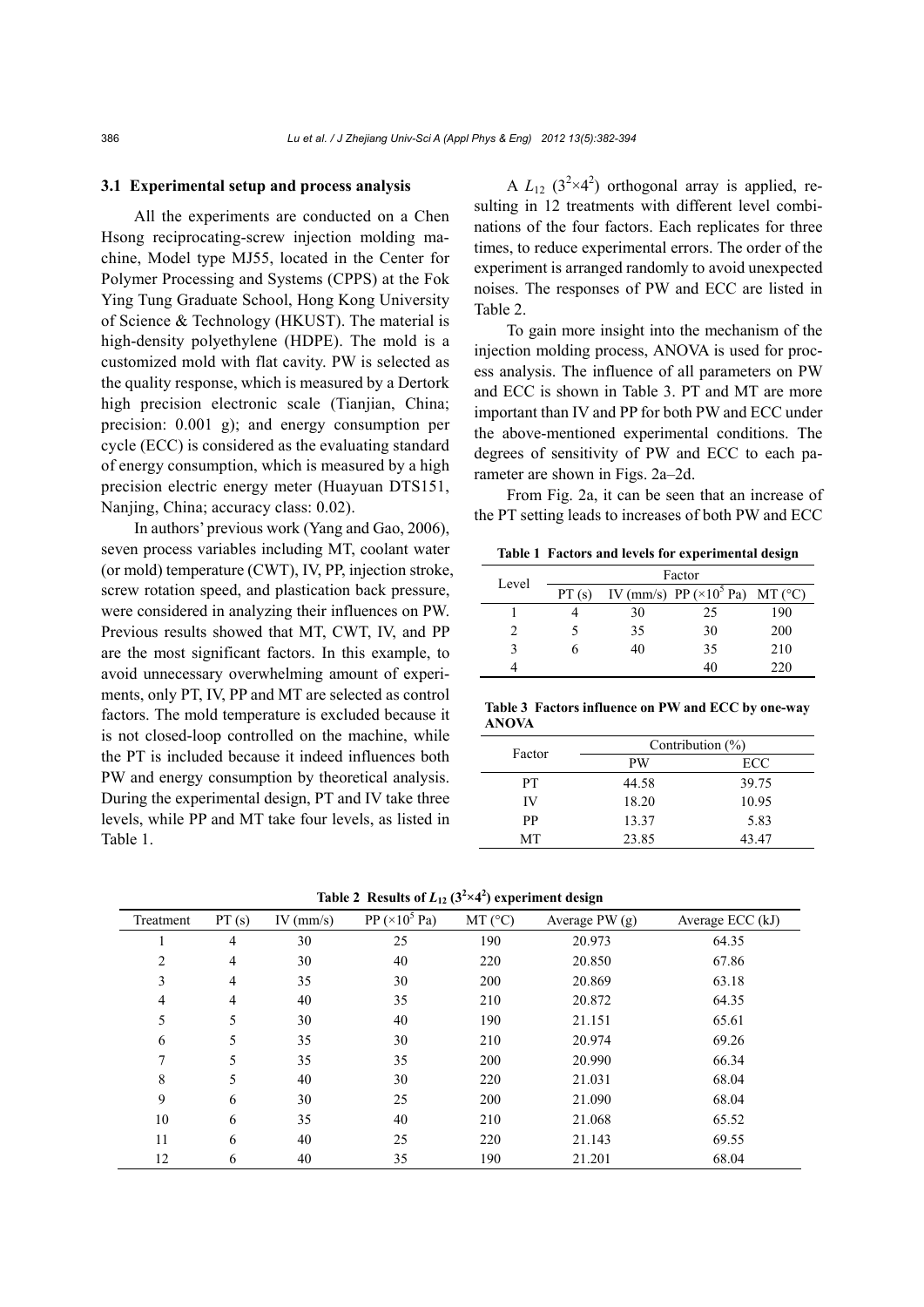### 3.1 Experimental setup and process analysis

All the experiments are conducted on a Chen Hsong reciprocating-screw injection molding machine, Model type MJ55, located in the Center for Polymer Processing and Systems (CPPS) at the Fok Ying Tung Graduate School, Hong Kong University of Science & Technology (HKUST). The material is high-density polyethylene (HDPE). The mold is a customized mold with flat cavity. PW is selected as the quality response, which is measured by a Dertork high precision electronic scale (Tianjian, China; precision: 0.001 g); and energy consumption per cycle (ECC) is considered as the evaluating standard of energy consumption, which is measured by a high precision electric energy meter (Huayuan DTS151, Nanjing, China; accuracy class: 0.02).

In authors' previous work (Yang and Gao, 2006), seven process variables including MT, coolant water (or mold) temperature (CWT), IV, PP, injection stroke, screw rotation speed, and plastication back pressure, were considered in analyzing their influences on PW. Previous results showed that MT, CWT, IV, and PP are the most significant factors. In this example, to avoid unnecessary overwhelming amount of experiments, only PT, IV, PP and MT are selected as control factors. The mold temperature is excluded because it is not closed-loop controlled on the machine, while the PT is included because it indeed influences both PW and energy consumption by theoretical analysis. During the experimental design, PT and IV take three levels, while PP and MT take four levels, as listed in Table 1.

A $L_{12}$ ($3^2 \times 4^2$) orthogonal array is applied, resulting in 12 treatments with different level combinations of the four factors. Each replicates for three times, to reduce experimental errors. The order of the experiment is arranged randomly to avoid unexpected noises. The responses of PW and ECC are listed in Table 2.

To gain more insight into the mechanism of the injection molding process, ANOVA is used for process analysis. The influence of all parameters on PW and ECC is shown in Table 3. PT and MT are more important than IV and PP for both PW and ECC under the above-mentioned experimental conditions. The degrees of sensitivity of PW and ECC to each parameter are shown in Figs. 2a–2d.

From Fig. 2a, it can be seen that an increase of the PT setting leads to increases of both PW and ECC

**Table 1 Factors and levels for experimental design**

| Level | Factor | | | |
|---|---|---|---|---|
| | PT (s) | IV (mm/s) | PP ($\times 10^5$ Pa) | MT (°C) |
| 1 | 4 | 30 | 25 | 190 |
| 2 | 5 | 35 | 30 | 200 |
| 3 | 6 | 40 | 35 | 210 |
| 4 | | | 40 | 220 |

**Table 3 Factors influence on PW and ECC by one-way ANOVA**

| Factor | Contribution (%) | |
|---|---|---|
| | PW | ECC |
| PT | 44.58 | 39.75 |
| IV | 18.20 | 10.95 |
| PP | 13.37 | 5.83 |
| MT | 23.85 | 43.47 |

**Table 2 Results of $L_{12}$ ($3^2 \times 4^2$) experiment design**

| Treatment | PT (s) | IV (mm/s) | PP ($\times 10^5$ Pa) | MT (°C) | Average PW (g) | Average ECC (kJ) |
|---|---|---|---|---|---|---|
| 1 | 4 | 30 | 25 | 190 | 20.973 | 64.35 |
| 2 | 4 | 30 | 40 | 220 | 20.850 | 67.86 |
| 3 | 4 | 35 | 30 | 200 | 20.869 | 63.18 |
| 4 | 4 | 40 | 35 | 210 | 20.872 | 64.35 |
| 5 | 5 | 30 | 40 | 190 | 21.151 | 65.61 |
| 6 | 5 | 35 | 30 | 210 | 20.974 | 69.26 |
| 7 | 5 | 35 | 35 | 200 | 20.990 | 66.34 |
| 8 | 5 | 40 | 30 | 220 | 21.031 | 68.04 |
| 9 | 6 | 30 | 25 | 200 | 21.090 | 68.04 |
| 10 | 6 | 35 | 40 | 210 | 21.068 | 65.52 |
| 11 | 6 | 40 | 25 | 220 | 21.143 | 69.55 |
| 12 | 6 | 40 | 35 | 190 | 21.201 | 68.04 |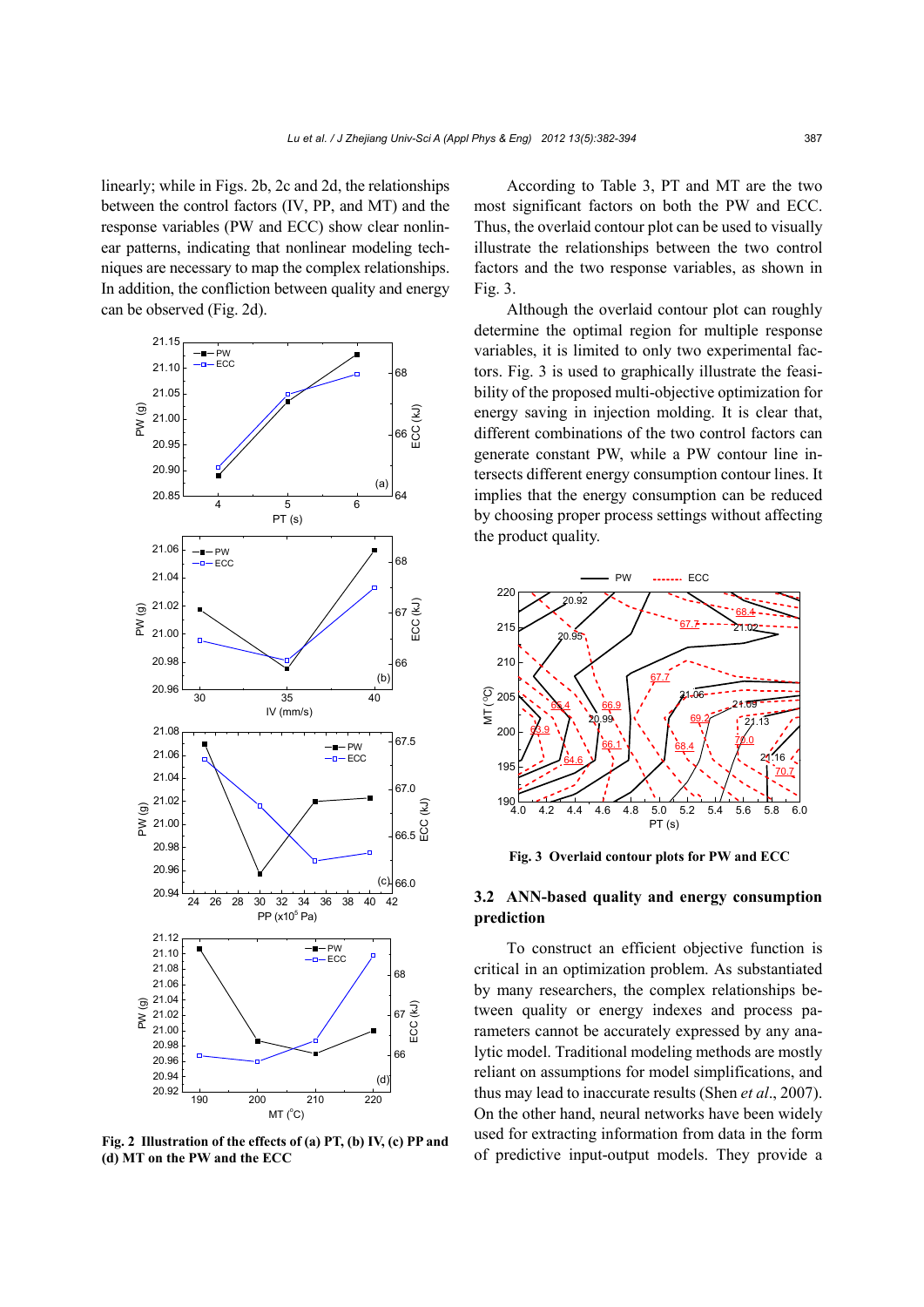linearly; while in Figs. 2b, 2c and 2d, the relationships between the control factors (IV, PP, and MT) and the response variables (PW and ECC) show clear nonlinear patterns, indicating that nonlinear modeling techniques are necessary to map the complex relationships. In addition, the confliction between quality and energy can be observed (Fig. 2d).

**Fig. 2 Illustration of the effects of (a) PT, (b) IV, (c) PP and (d) MT on the PW and the ECC**

According to Table 3, PT and MT are the two most significant factors on both the PW and ECC. Thus, the overlaid contour plot can be used to visually illustrate the relationships between the two control factors and the two response variables, as shown in Fig. 3.

Although the overlaid contour plot can roughly determine the optimal region for multiple response variables, it is limited to only two experimental factors. Fig. 3 is used to graphically illustrate the feasibility of the proposed multi-objective optimization for energy saving in injection molding. It is clear that, different combinations of the two control factors can generate constant PW, while a PW contour line intersects different energy consumption contour lines. It implies that the energy consumption can be reduced by choosing proper process settings without affecting the product quality.

**Fig. 3 Overlaid contour plots for PW and ECC**

### 3.2 ANN-based quality and energy consumption prediction

To construct an efficient objective function is critical in an optimization problem. As substantiated by many researchers, the complex relationships between quality or energy indexes and process parameters cannot be accurately expressed by any analytic model. Traditional modeling methods are mostly reliant on assumptions for model simplifications, and thus may lead to inaccurate results (Shen *et al*., 2007). On the other hand, neural networks have been widely used for extracting information from data in the form of predictive input-output models. They provide a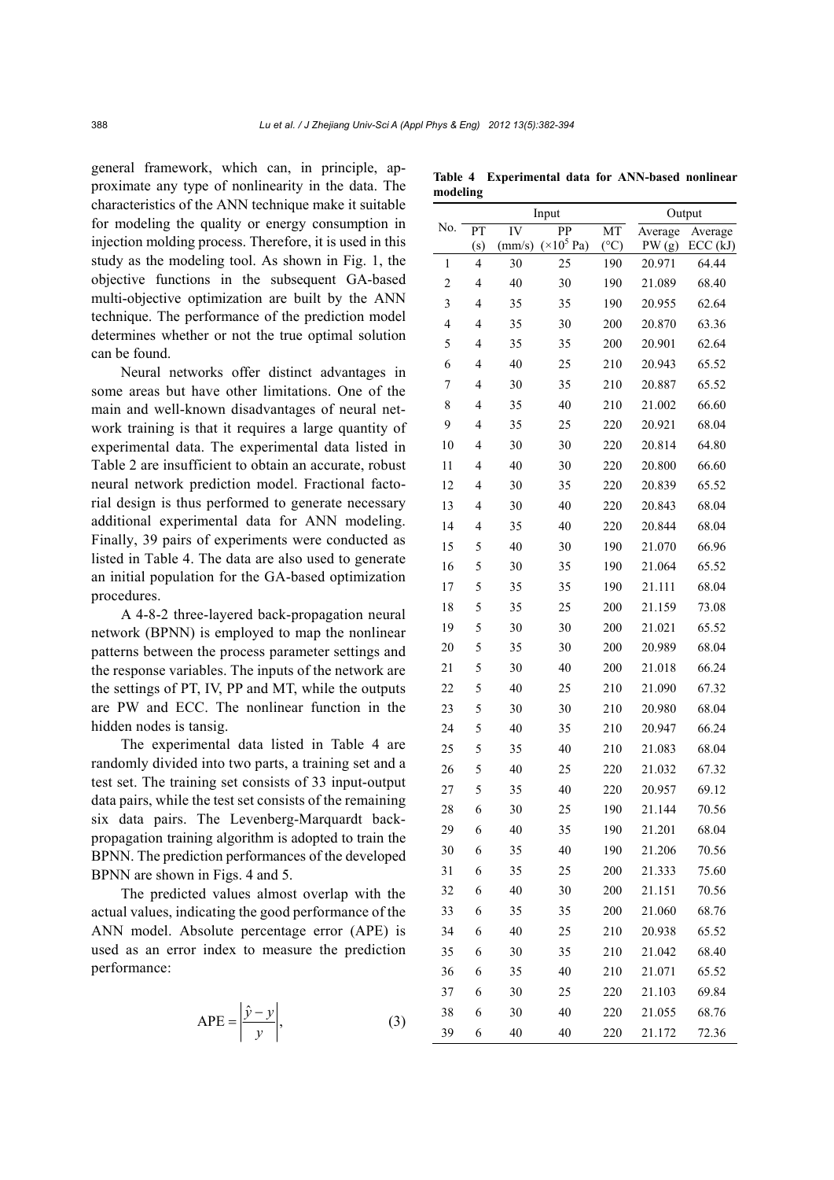general framework, which can, in principle, approximate any type of nonlinearity in the data. The characteristics of the ANN technique make it suitable for modeling the quality or energy consumption in injection molding process. Therefore, it is used in this study as the modeling tool. As shown in Fig. 1, the objective functions in the subsequent GA-based multi-objective optimization are built by the ANN technique. The performance of the prediction model determines whether or not the true optimal solution can be found.

Neural networks offer distinct advantages in some areas but have other limitations. One of the main and well-known disadvantages of neural network training is that it requires a large quantity of experimental data. The experimental data listed in Table 2 are insufficient to obtain an accurate, robust neural network prediction model. Fractional factorial design is thus performed to generate necessary additional experimental data for ANN modeling. Finally, 39 pairs of experiments were conducted as listed in Table 4. The data are also used to generate an initial population for the GA-based optimization procedures.

A 4-8-2 three-layered back-propagation neural network (BPNN) is employed to map the nonlinear patterns between the process parameter settings and the response variables. The inputs of the network are the settings of PT, IV, PP and MT, while the outputs are PW and ECC. The nonlinear function in the hidden nodes is tansig.

The experimental data listed in Table 4 are randomly divided into two parts, a training set and a test set. The training set consists of 33 input-output data pairs, while the test set consists of the remaining six data pairs. The Levenberg-Marquardt back-propagation training algorithm is adopted to train the BPNN. The prediction performances of the developed BPNN are shown in Figs. 4 and 5.

The predicted values almost overlap with the actual values, indicating the good performance of the ANN model. Absolute percentage error (APE) is used as an error index to measure the prediction performance:

$$\text{APE} = \left| \frac{\hat{y} - y}{y} \right|, \tag{3}$$

**Table 4 Experimental data for ANN-based nonlinear modeling**

| No. | Input | | | | Output | |
|---|---|---|---|---|---|---|
| | PT (s) | IV (mm/s) | PP ($\times 10^5$ Pa) | MT (°C) | Average PW (g) | Average ECC (kJ) |
| 1 | 4 | 30 | 25 | 190 | 20.971 | 64.44 |
| 2 | 4 | 40 | 30 | 190 | 21.089 | 68.40 |
| 3 | 4 | 35 | 35 | 190 | 20.955 | 62.64 |
| 4 | 4 | 35 | 30 | 200 | 20.870 | 63.36 |
| 5 | 4 | 35 | 35 | 200 | 20.901 | 62.64 |
| 6 | 4 | 40 | 25 | 210 | 20.943 | 65.52 |
| 7 | 4 | 30 | 35 | 210 | 20.887 | 65.52 |
| 8 | 4 | 35 | 40 | 210 | 21.002 | 66.60 |
| 9 | 4 | 35 | 25 | 220 | 20.921 | 68.04 |
| 10 | 4 | 30 | 30 | 220 | 20.814 | 64.80 |
| 11 | 4 | 40 | 30 | 220 | 20.800 | 66.60 |
| 12 | 4 | 30 | 35 | 220 | 20.839 | 65.52 |
| 13 | 4 | 30 | 40 | 220 | 20.843 | 68.04 |
| 14 | 4 | 35 | 40 | 220 | 20.844 | 68.04 |
| 15 | 5 | 40 | 30 | 190 | 21.070 | 66.96 |
| 16 | 5 | 30 | 35 | 190 | 21.064 | 65.52 |
| 17 | 5 | 35 | 35 | 190 | 21.111 | 68.04 |
| 18 | 5 | 35 | 25 | 200 | 21.159 | 73.08 |
| 19 | 5 | 30 | 30 | 200 | 21.021 | 65.52 |
| 20 | 5 | 35 | 30 | 200 | 20.989 | 68.04 |
| 21 | 5 | 30 | 40 | 200 | 21.018 | 66.24 |
| 22 | 5 | 40 | 25 | 210 | 21.090 | 67.32 |
| 23 | 5 | 30 | 30 | 210 | 20.980 | 68.04 |
| 24 | 5 | 40 | 35 | 210 | 20.947 | 66.24 |
| 25 | 5 | 35 | 40 | 210 | 21.083 | 68.04 |
| 26 | 5 | 40 | 25 | 220 | 21.032 | 67.32 |
| 27 | 5 | 35 | 40 | 220 | 20.957 | 69.12 |
| 28 | 6 | 30 | 25 | 190 | 21.144 | 70.56 |
| 29 | 6 | 40 | 35 | 190 | 21.201 | 68.04 |
| 30 | 6 | 35 | 40 | 190 | 21.206 | 70.56 |
| 31 | 6 | 35 | 25 | 200 | 21.333 | 75.60 |
| 32 | 6 | 40 | 30 | 200 | 21.151 | 70.56 |
| 33 | 6 | 35 | 35 | 200 | 21.060 | 68.76 |
| 34 | 6 | 40 | 25 | 210 | 20.938 | 65.52 |
| 35 | 6 | 30 | 35 | 210 | 21.042 | 68.40 |
| 36 | 6 | 35 | 40 | 210 | 21.071 | 65.52 |
| 37 | 6 | 30 | 25 | 220 | 21.103 | 69.84 |
| 38 | 6 | 30 | 40 | 220 | 21.055 | 68.76 |
| 39 | 6 | 40 | 40 | 220 | 21.172 | 72.36 |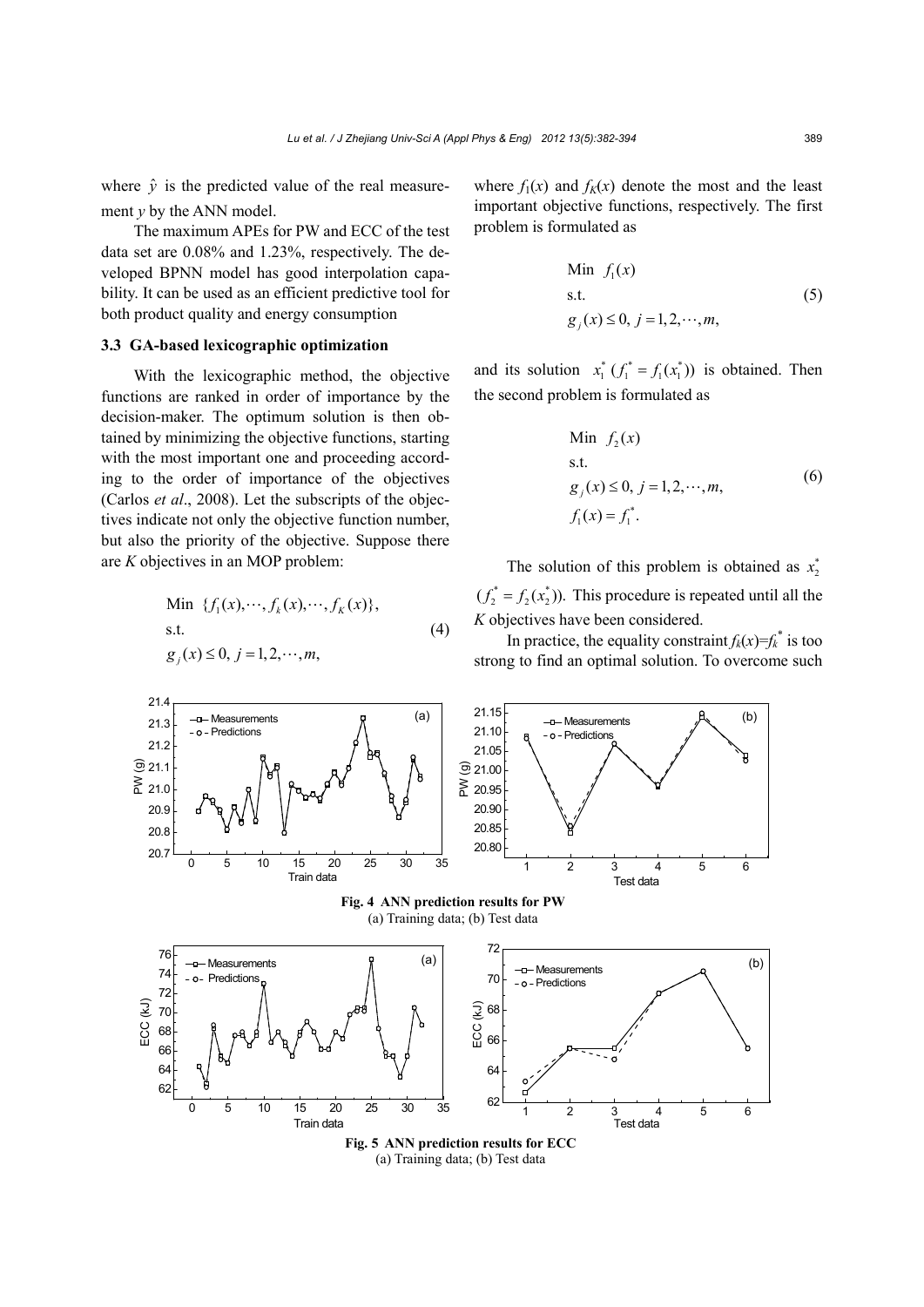where $\hat{y}$ is the predicted value of the real measurement $y$ by the ANN model.

The maximum APEs for PW and ECC of the test data set are 0.08% and 1.23%, respectively. The developed BPNN model has good interpolation capability. It can be used as an efficient predictive tool for both product quality and energy consumption

### 3.3 GA-based lexicographic optimization

With the lexicographic method, the objective functions are ranked in order of importance by the decision-maker. The optimum solution is then obtained by minimizing the objective functions, starting with the most important one and proceeding according to the order of importance of the objectives (Carlos *et al*., 2008). Let the subscripts of the objectives indicate not only the objective function number, but also the priority of the objective. Suppose there are $K$ objectives in an MOP problem:

$$\begin{aligned} &\text{Min } \{f_1(x), \cdots, f_k(x), \cdots, f_K(x)\}, \\ &\text{s.t.} \\ &g_j(x) \le 0,\ j = 1, 2, \cdots, m, \end{aligned} \tag{4}$$

where $f_1(x)$ and $f_K(x)$ denote the most and the least important objective functions, respectively. The first problem is formulated as

$$\begin{aligned} &\text{Min } f_1(x) \\ &\text{s.t.} \\ &g_j(x) \le 0,\ j = 1, 2, \cdots, m, \end{aligned} \tag{5}$$

and its solution $x_1^*$ $(f_1^* = f_1(x_1^*))$ is obtained. Then the second problem is formulated as

$$\begin{aligned} &\text{Min } f_2(x) \\ &\text{s.t.} \\ &g_j(x) \le 0,\ j = 1, 2, \cdots, m, \\ &f_1(x) = f_1^*. \end{aligned} \tag{6}$$

The solution of this problem is obtained as $x_2^*$ $(f_2^* = f_2(x_2^*))$. This procedure is repeated until all the $K$ objectives have been considered.

In practice, the equality constraint $f_k(x) = f_k^*$ is too strong to find an optimal solution. To overcome such

**Fig. 4 ANN prediction results for PW**
(a) Training data; (b) Test data

**Fig. 5 ANN prediction results for ECC**
(a) Training data; (b) Test data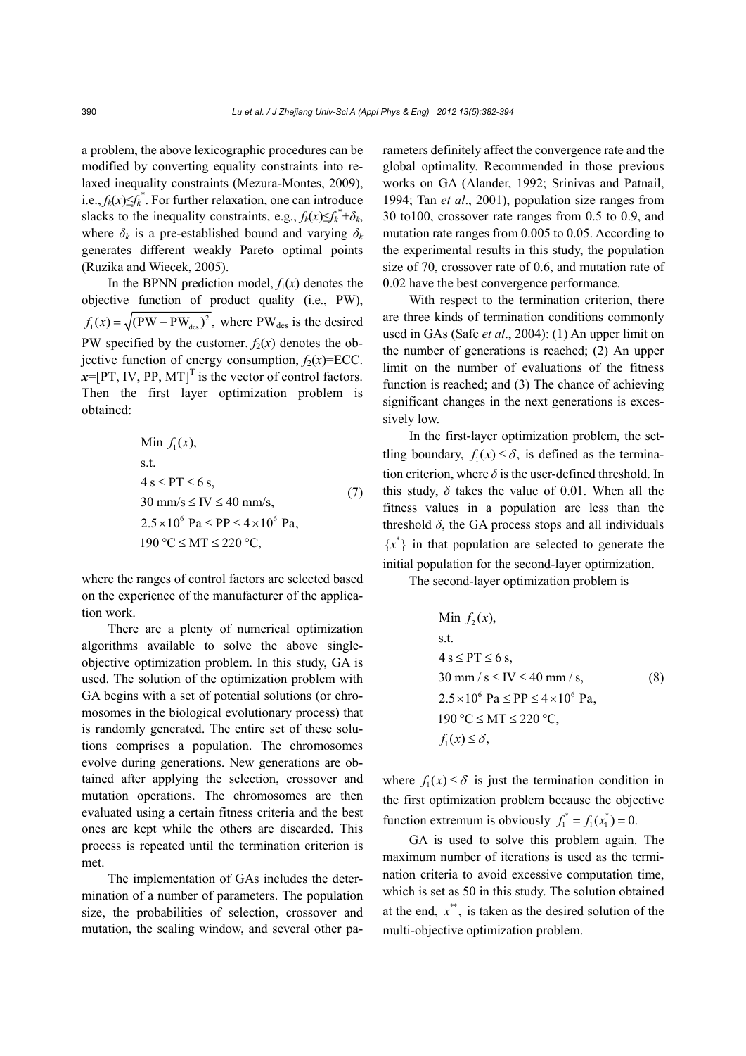a problem, the above lexicographic procedures can be modified by converting equality constraints into relaxed inequality constraints (Mezura-Montes, 2009), i.e., $f_k(x) \leq f_k^*$. For further relaxation, one can introduce slacks to the inequality constraints, e.g., $f_k(x) \leq f_k^* + \delta_k$, where $\delta_k$ is a pre-established bound and varying $\delta_k$ generates different weakly Pareto optimal points (Ruzika and Wiecek, 2005).

In the BPNN prediction model, $f_1(x)$ denotes the objective function of product quality (i.e., PW), $f_1(x) = \sqrt{(\text{PW} - \text{PW}_{\text{des}})^2}$, where $\text{PW}_{\text{des}}$ is the desired PW specified by the customer. $f_2(x)$ denotes the objective function of energy consumption, $f_2(x)$=ECC. $\boldsymbol{x}$=[PT, IV, PP, MT]$^{\text{T}}$ is the vector of control factors. Then the first layer optimization problem is obtained:

$$
\begin{aligned}
&\text{Min } f_1(x), \\
&\text{s.t.} \\
&4 \text{ s} \leq \text{PT} \leq 6 \text{ s}, \\
&30 \text{ mm/s} \leq \text{IV} \leq 40 \text{ mm/s}, \\
&2.5 \times 10^6 \text{ Pa} \leq \text{PP} \leq 4 \times 10^6 \text{ Pa}, \\
&190\ ^\circ\text{C} \leq \text{MT} \leq 220\ ^\circ\text{C},
\end{aligned}
\tag{7}
$$

where the ranges of control factors are selected based on the experience of the manufacturer of the application work.

There are a plenty of numerical optimization algorithms available to solve the above single-objective optimization problem. In this study, GA is used. The solution of the optimization problem with GA begins with a set of potential solutions (or chromosomes in the biological evolutionary process) that is randomly generated. The entire set of these solutions comprises a population. The chromosomes evolve during generations. New generations are obtained after applying the selection, crossover and mutation operations. The chromosomes are then evaluated using a certain fitness criteria and the best ones are kept while the others are discarded. This process is repeated until the termination criterion is met.

The implementation of GAs includes the determination of a number of parameters. The population size, the probabilities of selection, crossover and mutation, the scaling window, and several other parameters definitely affect the convergence rate and the global optimality. Recommended in those previous works on GA (Alander, 1992; Srinivas and Patnail, 1994; Tan *et al*., 2001), population size ranges from 30 to100, crossover rate ranges from 0.5 to 0.9, and mutation rate ranges from 0.005 to 0.05. According to the experimental results in this study, the population size of 70, crossover rate of 0.6, and mutation rate of 0.02 have the best convergence performance.

With respect to the termination criterion, there are three kinds of termination conditions commonly used in GAs (Safe *et al*., 2004): (1) An upper limit on the number of generations is reached; (2) An upper limit on the number of evaluations of the fitness function is reached; and (3) The chance of achieving significant changes in the next generations is excessively low.

In the first-layer optimization problem, the settling boundary, $f_1(x) \leq \delta$, is defined as the termination criterion, where $\delta$ is the user-defined threshold. In this study, $\delta$ takes the value of 0.01. When all the fitness values in a population are less than the threshold $\delta$, the GA process stops and all individuals $\{x^*\}$ in that population are selected to generate the initial population for the second-layer optimization.

The second-layer optimization problem is

$$
\begin{aligned}
&\text{Min } f_2(x), \\
&\text{s.t.} \\
&4 \text{ s} \leq \text{PT} \leq 6 \text{ s}, \\
&30 \text{ mm / s} \leq \text{IV} \leq 40 \text{ mm / s}, \\
&2.5 \times 10^6 \text{ Pa} \leq \text{PP} \leq 4 \times 10^6 \text{ Pa}, \\
&190\ ^\circ\text{C} \leq \text{MT} \leq 220\ ^\circ\text{C}, \\
&f_1(x) \leq \delta,
\end{aligned}
\tag{8}
$$

where $f_1(x) \leq \delta$ is just the termination condition in the first optimization problem because the objective function extremum is obviously $f_1^* = f_1(x_1^*) = 0$.

GA is used to solve this problem again. The maximum number of iterations is used as the termination criteria to avoid excessive computation time, which is set as 50 in this study. The solution obtained at the end, $x^{**}$, is taken as the desired solution of the multi-objective optimization problem.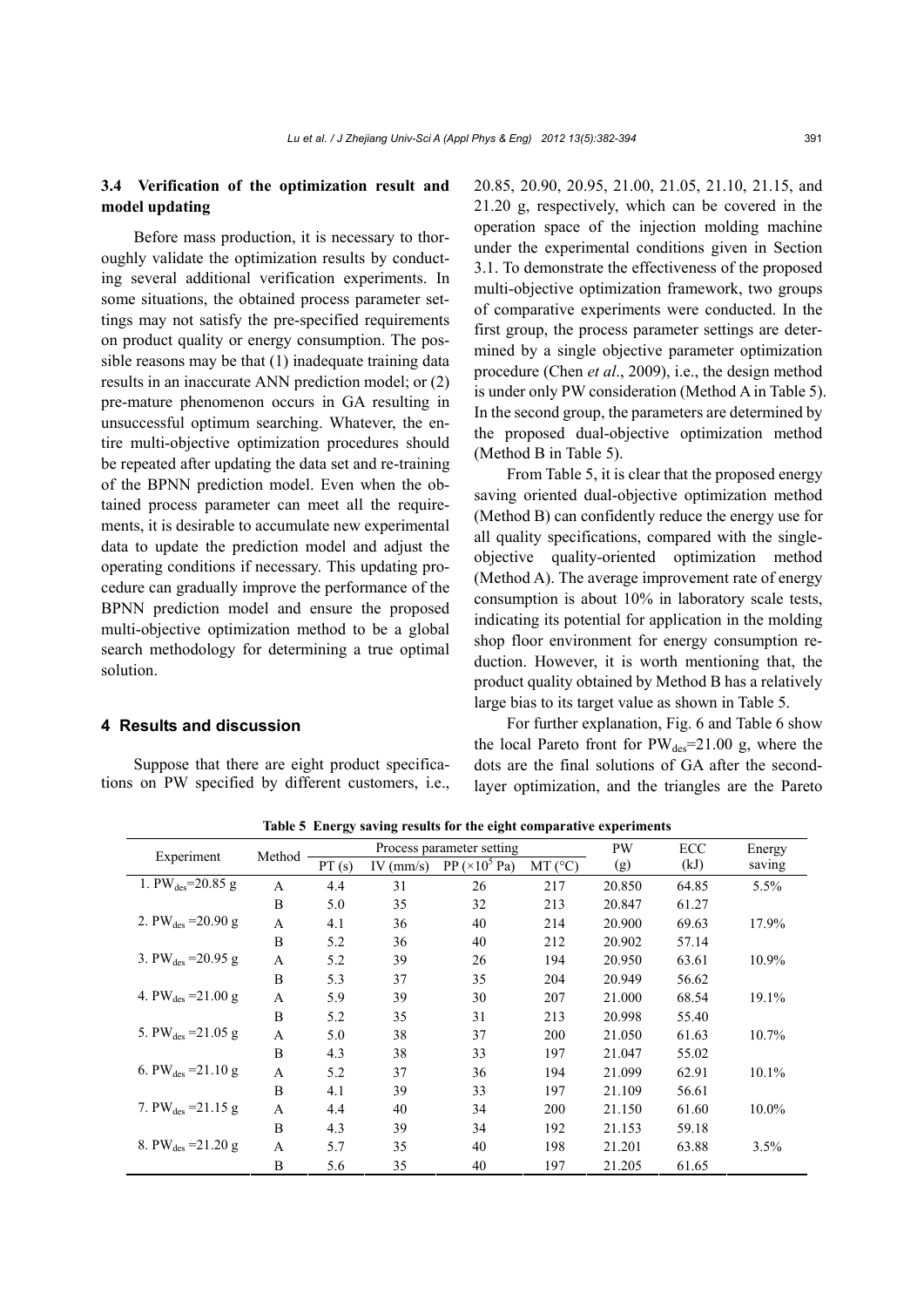### 3.4 Verification of the optimization result and model updating

Before mass production, it is necessary to thoroughly validate the optimization results by conducting several additional verification experiments. In some situations, the obtained process parameter settings may not satisfy the pre-specified requirements on product quality or energy consumption. The possible reasons may be that (1) inadequate training data results in an inaccurate ANN prediction model; or (2) pre-mature phenomenon occurs in GA resulting in unsuccessful optimum searching. Whatever, the entire multi-objective optimization procedures should be repeated after updating the data set and re-training of the BPNN prediction model. Even when the obtained process parameter can meet all the requirements, it is desirable to accumulate new experimental data to update the prediction model and adjust the operating conditions if necessary. This updating procedure can gradually improve the performance of the BPNN prediction model and ensure the proposed multi-objective optimization method to be a global search methodology for determining a true optimal solution.

## 4 Results and discussion

Suppose that there are eight product specifications on PW specified by different customers, i.e., 20.85, 20.90, 20.95, 21.00, 21.05, 21.10, 21.15, and 21.20 g, respectively, which can be covered in the operation space of the injection molding machine under the experimental conditions given in Section 3.1. To demonstrate the effectiveness of the proposed multi-objective optimization framework, two groups of comparative experiments were conducted. In the first group, the process parameter settings are determined by a single objective parameter optimization procedure (Chen *et al*., 2009), i.e., the design method is under only PW consideration (Method A in Table 5). In the second group, the parameters are determined by the proposed dual-objective optimization method (Method B in Table 5).

From Table 5, it is clear that the proposed energy saving oriented dual-objective optimization method (Method B) can confidently reduce the energy use for all quality specifications, compared with the single-objective quality-oriented optimization method (Method A). The average improvement rate of energy consumption is about 10% in laboratory scale tests, indicating its potential for application in the molding shop floor environment for energy consumption reduction. However, it is worth mentioning that, the product quality obtained by Method B has a relatively large bias to its target value as shown in Table 5.

For further explanation, Fig. 6 and Table 6 show the local Pareto front for $PW_{des}$=21.00 g, where the dots are the final solutions of GA after the second-layer optimization, and the triangles are the Pareto

**Table 5 Energy saving results for the eight comparative experiments**

| Experiment | Method | Process parameter setting | | | | PW (g) | ECC (kJ) | Energy saving |
|---|---|---|---|---|---|---|---|---|
| | | PT (s) | IV (mm/s) | PP ($\times10^5$ Pa) | MT (°C) | | | |
| 1. $PW_{des}$=20.85 g | A | 4.4 | 31 | 26 | 217 | 20.850 | 64.85 | 5.5% |
| | B | 5.0 | 35 | 32 | 213 | 20.847 | 61.27 | |
| 2. $PW_{des}$ =20.90 g | A | 4.1 | 36 | 40 | 214 | 20.900 | 69.63 | 17.9% |
| | B | 5.2 | 36 | 40 | 212 | 20.902 | 57.14 | |
| 3. $PW_{des}$ =20.95 g | A | 5.2 | 39 | 26 | 194 | 20.950 | 63.61 | 10.9% |
| | B | 5.3 | 37 | 35 | 204 | 20.949 | 56.62 | |
| 4. $PW_{des}$ =21.00 g | A | 5.9 | 39 | 30 | 207 | 21.000 | 68.54 | 19.1% |
| | B | 5.2 | 35 | 31 | 213 | 20.998 | 55.40 | |
| 5. $PW_{des}$ =21.05 g | A | 5.0 | 38 | 37 | 200 | 21.050 | 61.63 | 10.7% |
| | B | 4.3 | 38 | 33 | 197 | 21.047 | 55.02 | |
| 6. $PW_{des}$ =21.10 g | A | 5.2 | 37 | 36 | 194 | 21.099 | 62.91 | 10.1% |
| | B | 4.1 | 39 | 33 | 197 | 21.109 | 56.61 | |
| 7. $PW_{des}$ =21.15 g | A | 4.4 | 40 | 34 | 200 | 21.150 | 61.60 | 10.0% |
| | B | 4.3 | 39 | 34 | 192 | 21.153 | 59.18 | |
| 8. $PW_{des}$ =21.20 g | A | 5.7 | 35 | 40 | 198 | 21.201 | 63.88 | 3.5% |
| | B | 5.6 | 35 | 40 | 197 | 21.205 | 61.65 | |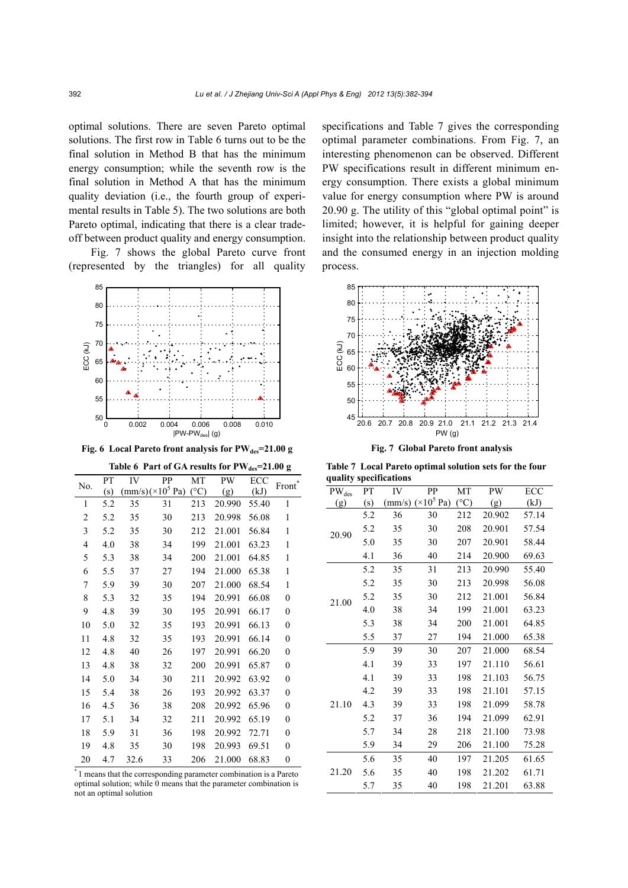optimal solutions. There are seven Pareto optimal solutions. The first row in Table 6 turns out to be the final solution in Method B that has the minimum energy consumption; while the seventh row is the final solution in Method A that has the minimum quality deviation (i.e., the fourth group of experimental results in Table 5). The two solutions are both Pareto optimal, indicating that there is a clear trade-off between product quality and energy consumption.

Fig. 7 shows the global Pareto curve front (represented by the triangles) for all quality specifications and Table 7 gives the corresponding optimal parameter combinations. From Fig. 7, an interesting phenomenon can be observed. Different PW specifications result in different minimum energy consumption. There exists a global minimum value for energy consumption where PW is around 20.90 g. The utility of this "global optimal point" is limited; however, it is helpful for gaining deeper insight into the relationship between product quality and the consumed energy in an injection molding process.

**Fig. 6 Local Pareto front analysis for $PW_{des}$=21.00 g**

**Fig. 7 Global Pareto front analysis**

**Table 6 Part of GA results for $PW_{des}$=21.00 g**

| No. | PT (s) | IV (mm/s) | PP ($\times10^5$ Pa) | MT (°C) | PW (g) | ECC (kJ) | Front* |
|---|---|---|---|---|---|---|---|
| 1 | 5.2 | 35 | 31 | 213 | 20.990 | 55.40 | 1 |
| 2 | 5.2 | 35 | 30 | 213 | 20.998 | 56.08 | 1 |
| 3 | 5.2 | 35 | 30 | 212 | 21.001 | 56.84 | 1 |
| 4 | 4.0 | 38 | 34 | 199 | 21.001 | 63.23 | 1 |
| 5 | 5.3 | 38 | 34 | 200 | 21.001 | 64.85 | 1 |
| 6 | 5.5 | 37 | 27 | 194 | 21.000 | 65.38 | 1 |
| 7 | 5.9 | 39 | 30 | 207 | 21.000 | 68.54 | 1 |
| 8 | 5.3 | 32 | 35 | 194 | 20.991 | 66.08 | 0 |
| 9 | 4.8 | 39 | 30 | 195 | 20.991 | 66.17 | 0 |
| 10 | 5.0 | 32 | 35 | 193 | 20.991 | 66.13 | 0 |
| 11 | 4.8 | 32 | 35 | 193 | 20.991 | 66.14 | 0 |
| 12 | 4.8 | 40 | 26 | 197 | 20.991 | 66.20 | 0 |
| 13 | 4.8 | 38 | 32 | 200 | 20.991 | 65.87 | 0 |
| 14 | 5.0 | 34 | 30 | 211 | 20.992 | 63.92 | 0 |
| 15 | 5.4 | 38 | 26 | 193 | 20.992 | 63.37 | 0 |
| 16 | 4.5 | 36 | 38 | 208 | 20.992 | 65.96 | 0 |
| 17 | 5.1 | 34 | 32 | 211 | 20.992 | 65.19 | 0 |
| 18 | 5.9 | 31 | 36 | 198 | 20.992 | 72.71 | 0 |
| 19 | 4.8 | 35 | 30 | 198 | 20.993 | 69.51 | 0 |
| 20 | 4.7 | 32.6 | 33 | 206 | 21.000 | 68.83 | 0 |

*1 means that the corresponding parameter combination is a Pareto optimal solution; while 0 means that the parameter combination is not an optimal solution

**Table 7 Local Pareto optimal solution sets for the four quality specifications**

| $PW_{des}$ (g) | PT (s) | IV (mm/s) | PP ($\times10^5$ Pa) | MT (°C) | PW (g) | ECC (kJ) |
|---|---|---|---|---|---|---|
| 20.90 | 5.2 | 36 | 30 | 212 | 20.902 | 57.14 |
| | 5.2 | 35 | 30 | 208 | 20.901 | 57.54 |
| | 5.0 | 35 | 30 | 207 | 20.901 | 58.44 |
| | 4.1 | 36 | 40 | 214 | 20.900 | 69.63 |
| 21.00 | 5.2 | 35 | 31 | 213 | 20.990 | 55.40 |
| | 5.2 | 35 | 30 | 213 | 20.998 | 56.08 |
| | 5.2 | 35 | 30 | 212 | 21.001 | 56.84 |
| | 4.0 | 38 | 34 | 199 | 21.001 | 63.23 |
| | 5.3 | 38 | 34 | 200 | 21.001 | 64.85 |
| | 5.5 | 37 | 27 | 194 | 21.000 | 65.38 |
| | 5.9 | 39 | 30 | 207 | 21.000 | 68.54 |
| 21.10 | 4.1 | 39 | 33 | 197 | 21.110 | 56.61 |
| | 4.1 | 39 | 33 | 198 | 21.103 | 56.75 |
| | 4.2 | 39 | 33 | 198 | 21.101 | 57.15 |
| | 4.3 | 39 | 33 | 198 | 21.099 | 58.78 |
| | 5.2 | 37 | 36 | 194 | 21.099 | 62.91 |
| | 5.7 | 34 | 28 | 218 | 21.100 | 73.98 |
| | 5.9 | 34 | 29 | 206 | 21.100 | 75.28 |
| 21.20 | 5.6 | 35 | 40 | 197 | 21.205 | 61.65 |
| | 5.6 | 35 | 40 | 198 | 21.202 | 61.71 |
| | 5.7 | 35 | 40 | 198 | 21.201 | 63.88 |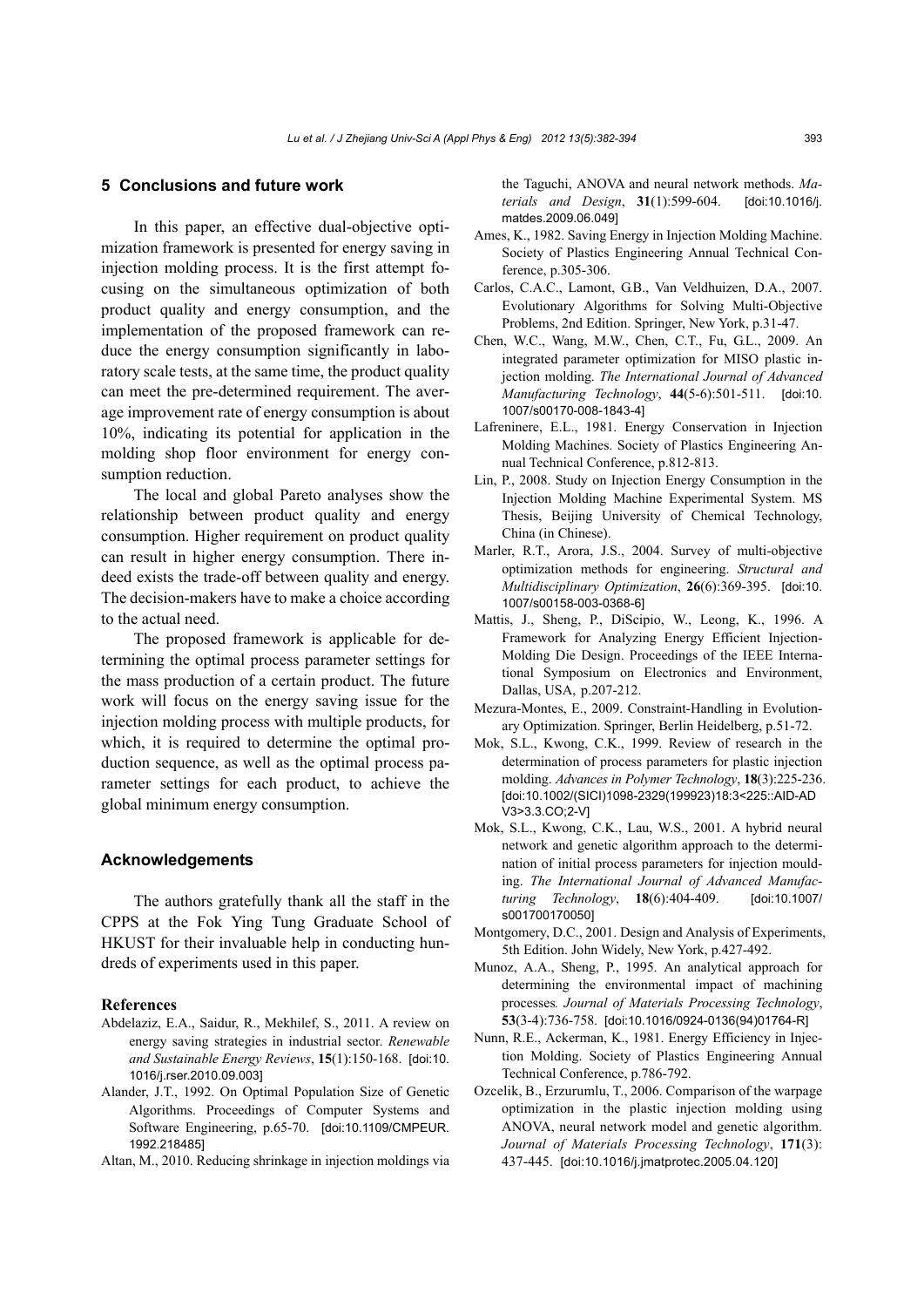## 5 Conclusions and future work

In this paper, an effective dual-objective optimization framework is presented for energy saving in injection molding process. It is the first attempt focusing on the simultaneous optimization of both product quality and energy consumption, and the implementation of the proposed framework can reduce the energy consumption significantly in laboratory scale tests, at the same time, the product quality can meet the pre-determined requirement. The average improvement rate of energy consumption is about 10%, indicating its potential for application in the molding shop floor environment for energy consumption reduction.

The local and global Pareto analyses show the relationship between product quality and energy consumption. Higher requirement on product quality can result in higher energy consumption. There indeed exists the trade-off between quality and energy. The decision-makers have to make a choice according to the actual need.

The proposed framework is applicable for determining the optimal process parameter settings for the mass production of a certain product. The future work will focus on the energy saving issue for the injection molding process with multiple products, for which, it is required to determine the optimal production sequence, as well as the optimal process parameter settings for each product, to achieve the global minimum energy consumption.

## Acknowledgements

The authors gratefully thank all the staff in the CPPS at the Fok Ying Tung Graduate School of HKUST for their invaluable help in conducting hundreds of experiments used in this paper.

### References

Abdelaziz, E.A., Saidur, R., Mekhilef, S., 2011. A review on energy saving strategies in industrial sector. *Renewable and Sustainable Energy Reviews*, **15**(1):150-168. [doi:10.1016/j.rser.2010.09.003]

Alander, J.T., 1992. On Optimal Population Size of Genetic Algorithms. Proceedings of Computer Systems and Software Engineering, p.65-70. [doi:10.1109/CMPEUR.1992.218485]

Altan, M., 2010. Reducing shrinkage in injection moldings via the Taguchi, ANOVA and neural network methods. *Materials and Design*, **31**(1):599-604. [doi:10.1016/j.matdes.2009.06.049]

Ames, K., 1982. Saving Energy in Injection Molding Machine. Society of Plastics Engineering Annual Technical Conference, p.305-306.

Carlos, C.A.C., Lamont, G.B., Van Veldhuizen, D.A., 2007. Evolutionary Algorithms for Solving Multi-Objective Problems, 2nd Edition. Springer, New York, p.31-47.

Chen, W.C., Wang, M.W., Chen, C.T., Fu, G.L., 2009. An integrated parameter optimization for MISO plastic injection molding. *The International Journal of Advanced Manufacturing Technology*, **44**(5-6):501-511. [doi:10.1007/s00170-008-1843-4]

Lafreninere, E.L., 1981. Energy Conservation in Injection Molding Machines. Society of Plastics Engineering Annual Technical Conference, p.812-813.

Lin, P., 2008. Study on Injection Energy Consumption in the Injection Molding Machine Experimental System. MS Thesis, Beijing University of Chemical Technology, China (in Chinese).

Marler, R.T., Arora, J.S., 2004. Survey of multi-objective optimization methods for engineering. *Structural and Multidisciplinary Optimization*, **26**(6):369-395. [doi:10.1007/s00158-003-0368-6]

Mattis, J., Sheng, P., DiScipio, W., Leong, K., 1996. A Framework for Analyzing Energy Efficient Injection-Molding Die Design. Proceedings of the IEEE International Symposium on Electronics and Environment, Dallas, USA, p.207-212.

Mezura-Montes, E., 2009. Constraint-Handling in Evolutionary Optimization. Springer, Berlin Heidelberg, p.51-72.

Mok, S.L., Kwong, C.K., 1999. Review of research in the determination of process parameters for plastic injection molding. *Advances in Polymer Technology*, **18**(3):225-236. [doi:10.1002/(SICI)1098-2329(199923)18:3<225::AID-ADV3>3.3.CO;2-V]

Mok, S.L., Kwong, C.K., Lau, W.S., 2001. A hybrid neural network and genetic algorithm approach to the determination of initial process parameters for injection moulding. *The International Journal of Advanced Manufacturing Technology*, **18**(6):404-409. [doi:10.1007/s001700170050]

Montgomery, D.C., 2001. Design and Analysis of Experiments, 5th Edition. John Widely, New York, p.427-492.

Munoz, A.A., Sheng, P., 1995. An analytical approach for determining the environmental impact of machining processes*. Journal of Materials Processing Technology*, **53**(3-4):736-758. [doi:10.1016/0924-0136(94)01764-R]

Nunn, R.E., Ackerman, K., 1981. Energy Efficiency in Injection Molding. Society of Plastics Engineering Annual Technical Conference, p.786-792.

Ozcelik, B., Erzurumlu, T., 2006. Comparison of the warpage optimization in the plastic injection molding using ANOVA, neural network model and genetic algorithm. *Journal of Materials Processing Technology*, **171**(3):437-445. [doi:10.1016/j.jmatprotec.2005.04.120]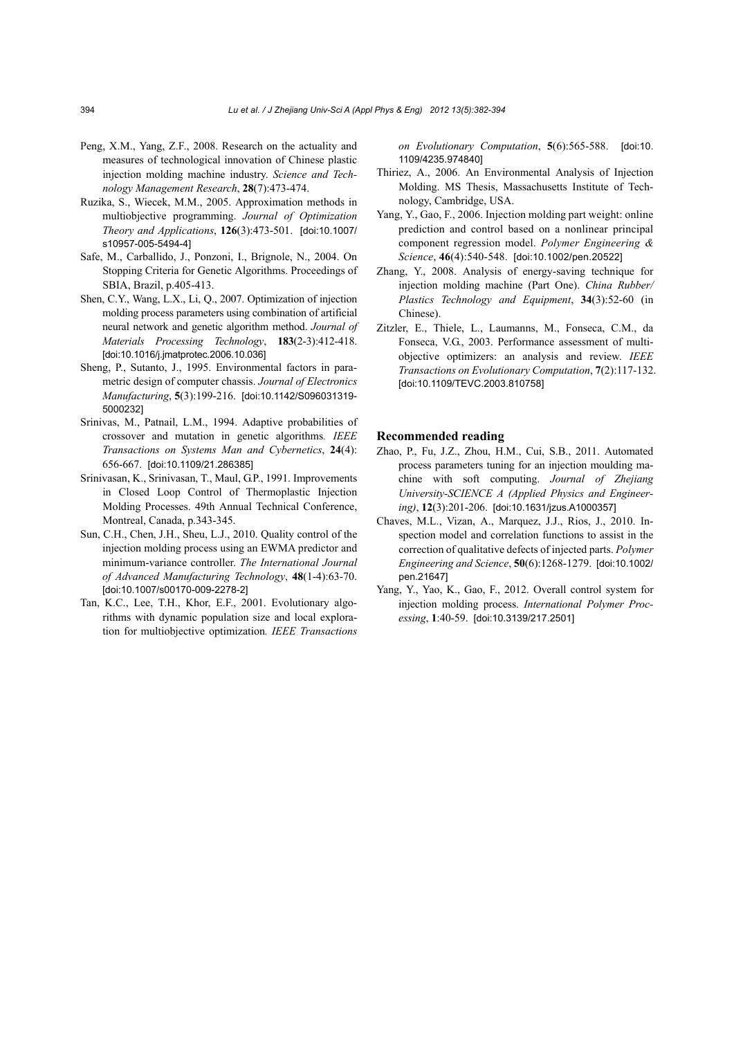Peng, X.M., Yang, Z.F., 2008. Research on the actuality and measures of technological innovation of Chinese plastic injection molding machine industry. *Science and Technology Management Research*, **28**(7):473-474.

Ruzika, S., Wiecek, M.M., 2005. Approximation methods in multiobjective programming. *Journal of Optimization Theory and Applications*, **126**(3):473-501. [doi:10.1007/s10957-005-5494-4]

Safe, M., Carballido, J., Ponzoni, I., Brignole, N., 2004. On Stopping Criteria for Genetic Algorithms. Proceedings of SBIA, Brazil, p.405-413.

Shen, C.Y., Wang, L.X., Li, Q., 2007. Optimization of injection molding process parameters using combination of artificial neural network and genetic algorithm method. *Journal of Materials Processing Technology*, **183**(2-3):412-418. [doi:10.1016/j.jmatprotec.2006.10.036]

Sheng, P., Sutanto, J., 1995. Environmental factors in parametric design of computer chassis. *Journal of Electronics Manufacturing*, **5**(3):199-216. [doi:10.1142/S096031319-5000232]

Srinivas, M., Patnail, L.M., 1994. Adaptive probabilities of crossover and mutation in genetic algorithms. *IEEE Transactions on Systems Man and Cybernetics*, **24**(4): 656-667. [doi:10.1109/21.286385]

Srinivasan, K., Srinivasan, T., Maul, G.P., 1991. Improvements in Closed Loop Control of Thermoplastic Injection Molding Processes. 49th Annual Technical Conference, Montreal, Canada, p.343-345.

Sun, C.H., Chen, J.H., Sheu, L.J., 2010. Quality control of the injection molding process using an EWMA predictor and minimum-variance controller. *The International Journal of Advanced Manufacturing Technology*, **48**(1-4):63-70. [doi:10.1007/s00170-009-2278-2]

Tan, K.C., Lee, T.H., Khor, E.F., 2001. Evolutionary algorithms with dynamic population size and local exploration for multiobjective optimization. *IEEE Transactions on Evolutionary Computation*, **5**(6):565-588. [doi:10.1109/4235.974840]

Thiriez, A., 2006. An Environmental Analysis of Injection Molding. MS Thesis, Massachusetts Institute of Technology, Cambridge, USA.

Yang, Y., Gao, F., 2006. Injection molding part weight: online prediction and control based on a nonlinear principal component regression model. *Polymer Engineering & Science*, **46**(4):540-548. [doi:10.1002/pen.20522]

Zhang, Y., 2008. Analysis of energy-saving technique for injection molding machine (Part One). *China Rubber/Plastics Technology and Equipment*, **34**(3):52-60 (in Chinese).

Zitzler, E., Thiele, L., Laumanns, M., Fonseca, C.M., da Fonseca, V.G., 2003. Performance assessment of multiobjective optimizers: an analysis and review. *IEEE Transactions on Evolutionary Computation*, **7**(2):117-132. [doi:10.1109/TEVC.2003.810758]

## Recommended reading

Zhao, P., Fu, J.Z., Zhou, H.M., Cui, S.B., 2011. Automated process parameters tuning for an injection moulding machine with soft computing. *Journal of Zhejiang University-SCIENCE A (Applied Physics and Engineering)*, **12**(3):201-206. [doi:10.1631/jzus.A1000357]

Chaves, M.L., Vizan, A., Marquez, J.J., Rios, J., 2010. Inspection model and correlation functions to assist in the correction of qualitative defects of injected parts. *Polymer Engineering and Science*, **50**(6):1268-1279. [doi:10.1002/pen.21647]

Yang, Y., Yao, K., Gao, F., 2012. Overall control system for injection molding process. *International Polymer Processing*, **1**:40-59. [doi:10.3139/217.2501]